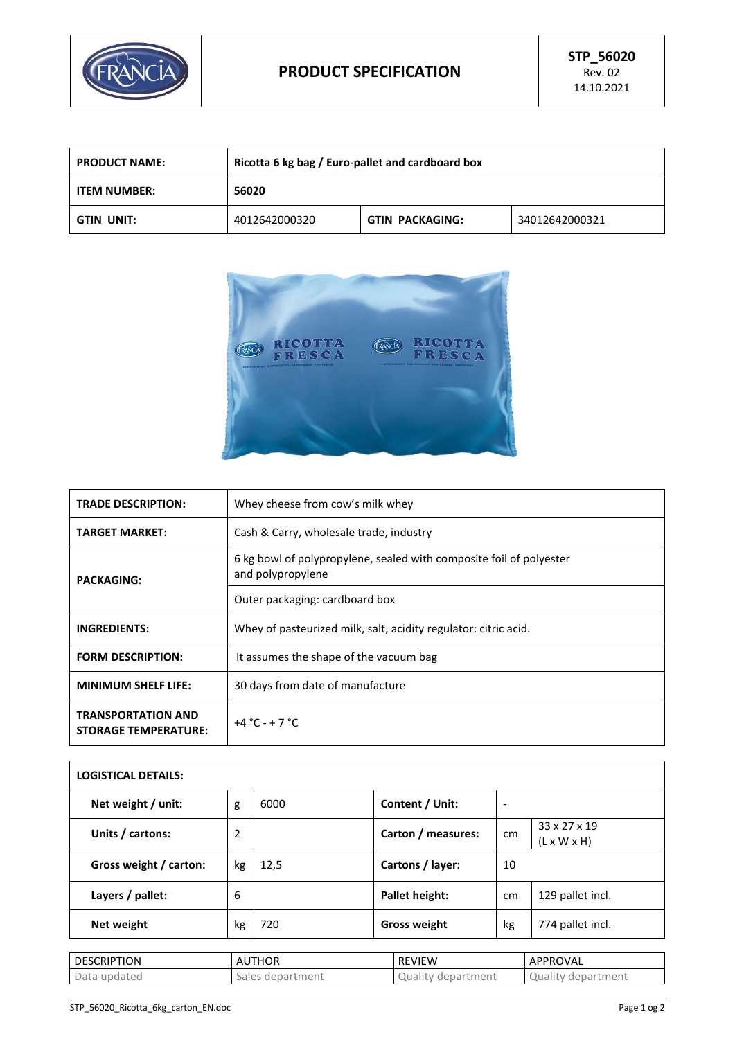| FRANCIA | PRODUCT SPECIFICATION | STP_56020 Rev. 02 14.10.2021 |
|---|---|---|

| PRODUCT NAME: | Ricotta 6 kg bag / Euro-pallet and cardboard box | | |
|---|---|---|---|
| ITEM NUMBER: | 56020 | | |
| GTIN UNIT: | 4012642000320 | GTIN PACKAGING: | 34012642000321 |

| TRADE DESCRIPTION: | Whey cheese from cow's milk whey |
|---|---|
| TARGET MARKET: | Cash & Carry, wholesale trade, industry |
| PACKAGING: | 6 kg bowl of polypropylene, sealed with composite foil of polyester and polypropylene |
| | Outer packaging: cardboard box |
| INGREDIENTS: | Whey of pasteurized milk, salt, acidity regulator: citric acid. |
| FORM DESCRIPTION: | It assumes the shape of the vacuum bag |
| MINIMUM SHELF LIFE: | 30 days from date of manufacture |
| TRANSPORTATION AND STORAGE TEMPERATURE: | +4 °C - + 7 °C |

| LOGISTICAL DETAILS: | | | | | |
|---|---|---|---|---|---|
| Net weight / unit: | g | 6000 | Content / Unit: | - | |
| Units / cartons: | 2 | | Carton / measures: | cm | 33 x 27 x 19 (L x W x H) |
| Gross weight / carton: | kg | 12,5 | Cartons / layer: | 10 | |
| Layers / pallet: | 6 | | Pallet height: | cm | 129 pallet incl. |
| Net weight | kg | 720 | Gross weight | kg | 774 pallet incl. |

| DESCRIPTION | AUTHOR | REVIEW | APPROVAL |
|---|---|---|---|
| Data updated | Sales department | Quality department | Quality department |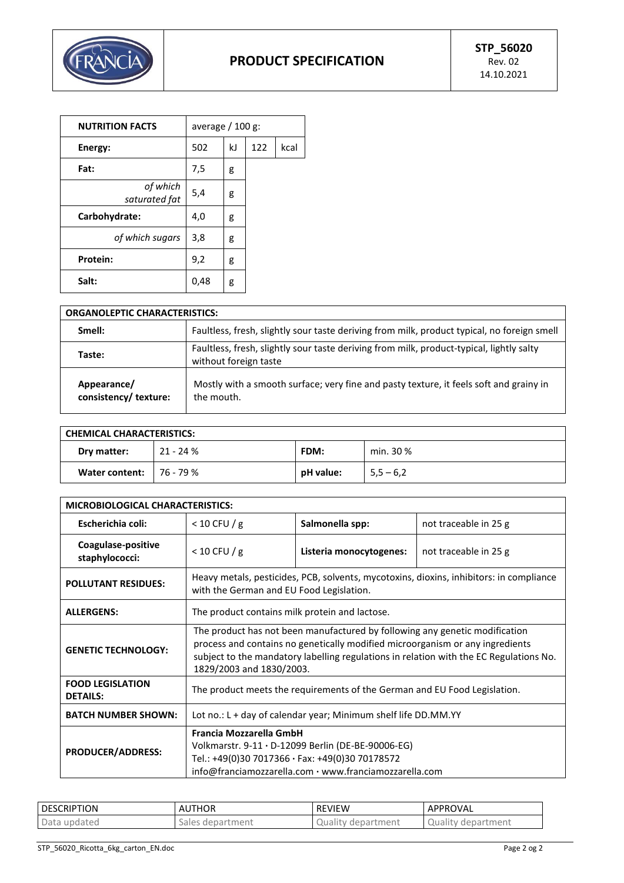| NUTRITION FACTS | average / 100 g: | | | |
|---|---|---|---|---|
| **Energy:** | 502 | kJ | 122 | kcal |
| **Fat:** | 7,5 | g | | |
| *of which saturated fat* | 5,4 | g | | |
| **Carbohydrate:** | 4,0 | g | | |
| *of which sugars* | 3,8 | g | | |
| **Protein:** | 9,2 | g | | |
| **Salt:** | 0,48 | g | | |

| ORGANOLEPTIC CHARACTERISTICS: | |
|---|---|
| **Smell:** | Faultless, fresh, slightly sour taste deriving from milk, product typical, no foreign smell |
| **Taste:** | Faultless, fresh, slightly sour taste deriving from milk, product-typical, lightly salty without foreign taste |
| **Appearance/ consistency/ texture:** | Mostly with a smooth surface; very fine and pasty texture, it feels soft and grainy in the mouth. |

| CHEMICAL CHARACTERISTICS: | | | |
|---|---|---|---|
| **Dry matter:** | 21 - 24 % | **FDM:** | min. 30 % |
| **Water content:** | 76 - 79 % | **pH value:** | 5,5 – 6,2 |

| MICROBIOLOGICAL CHARACTERISTICS: | | | |
|---|---|---|---|
| **Escherichia coli:** | < 10 CFU / g | **Salmonella spp:** | not traceable in 25 g |
| **Coagulase-positive staphylococci:** | < 10 CFU / g | **Listeria monocytogenes:** | not traceable in 25 g |

| | |
|---|---|
| **POLLUTANT RESIDUES:** | Heavy metals, pesticides, PCB, solvents, mycotoxins, dioxins, inhibitors: in compliance with the German and EU Food Legislation. |
| **ALLERGENS:** | The product contains milk protein and lactose. |
| **GENETIC TECHNOLOGY:** | The product has not been manufactured by following any genetic modification process and contains no genetically modified microorganism or any ingredients subject to the mandatory labelling regulations in relation with the EC Regulations No. 1829/2003 and 1830/2003. |
| **FOOD LEGISLATION DETAILS:** | The product meets the requirements of the German and EU Food Legislation. |
| **BATCH NUMBER SHOWN:** | Lot no.: L + day of calendar year; Minimum shelf life DD.MM.YY |
| **PRODUCER/ADDRESS:** | **Francia Mozzarella GmbH**<br>Volkmarstr. 9-11 · D-12099 Berlin (DE-BE-90006-EG)<br>Tel.: +49(0)30 7017366 · Fax: +49(0)30 70178572<br>info@franciamozzarella.com · www.franciamozzarella.com |

| DESCRIPTION | AUTHOR | REVIEW | APPROVAL |
|---|---|---|---|
| Data updated | Sales department | Quality department | Quality department |